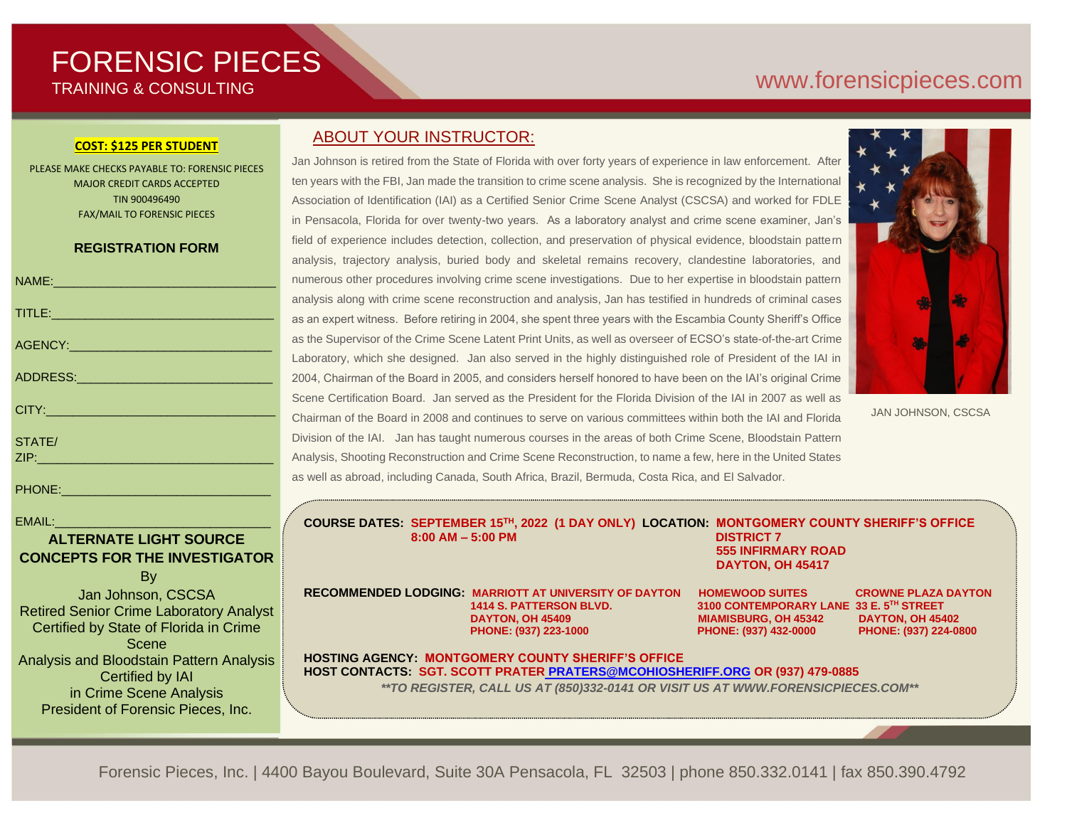# FORENSIC PIECES
TRAINING & CONSULTING

www.forensicpieces.com

**COST: $125 PER STUDENT**

PLEASE MAKE CHECKS PAYABLE TO: FORENSIC PIECES
MAJOR CREDIT CARDS ACCEPTED
TIN 900496490
FAX/MAIL TO FORENSIC PIECES

**REGISTRATION FORM**

NAME:________________________________

TITLE:________________________________

AGENCY:______________________________

ADDRESS:_____________________________

CITY:_________________________________

STATE/
ZIP:__________________________________

PHONE:______________________________

EMAIL:_______________________________

**ALTERNATE LIGHT SOURCE CONCEPTS FOR THE INVESTIGATOR**

By
Jan Johnson, CSCSA
Retired Senior Crime Laboratory Analyst
Certified by State of Florida in Crime Scene Analysis and Bloodstain Pattern Analysis
Certified by IAI in Crime Scene Analysis
President of Forensic Pieces, Inc.

## ABOUT YOUR INSTRUCTOR:

Jan Johnson is retired from the State of Florida with over forty years of experience in law enforcement. After ten years with the FBI, Jan made the transition to crime scene analysis. She is recognized by the International Association of Identification (IAI) as a Certified Senior Crime Scene Analyst (CSCSA) and worked for FDLE in Pensacola, Florida for over twenty-two years. As a laboratory analyst and crime scene examiner, Jan's field of experience includes detection, collection, and preservation of physical evidence, bloodstain pattern analysis, trajectory analysis, buried body and skeletal remains recovery, clandestine laboratories, and numerous other procedures involving crime scene investigations. Due to her expertise in bloodstain pattern analysis along with crime scene reconstruction and analysis, Jan has testified in hundreds of criminal cases as an expert witness. Before retiring in 2004, she spent three years with the Escambia County Sheriff's Office as the Supervisor of the Crime Scene Latent Print Units, as well as overseer of ECSO's state-of-the-art Crime Laboratory, which she designed. Jan also served in the highly distinguished role of President of the IAI in 2004, Chairman of the Board in 2005, and considers herself honored to have been on the IAI's original Crime Scene Certification Board. Jan served as the President for the Florida Division of the IAI in 2007 as well as Chairman of the Board in 2008 and continues to serve on various committees within both the IAI and Florida Division of the IAI. Jan has taught numerous courses in the areas of both Crime Scene, Bloodstain Pattern Analysis, Shooting Reconstruction and Crime Scene Reconstruction, to name a few, here in the United States as well as abroad, including Canada, South Africa, Brazil, Bermuda, Costa Rica, and El Salvador.

JAN JOHNSON, CSCSA

**COURSE DATES:** SEPTEMBER 15TH, 2022 (1 DAY ONLY)
8:00 AM – 5:00 PM

**LOCATION:** MONTGOMERY COUNTY SHERIFF'S OFFICE
DISTRICT 7
555 INFIRMARY ROAD
DAYTON, OH 45417

**RECOMMENDED LODGING:**

MARRIOTT AT UNIVERSITY OF DAYTON
1414 S. PATTERSON BLVD.
DAYTON, OH 45409
PHONE: (937) 223-1000

HOMEWOOD SUITES
3100 CONTEMPORARY LANE
MIAMISBURG, OH 45342
PHONE: (937) 432-0000

CROWNE PLAZA DAYTON
33 E. 5TH STREET
DAYTON, OH 45402
PHONE: (937) 224-0800

**HOSTING AGENCY:** MONTGOMERY COUNTY SHERIFF'S OFFICE
**HOST CONTACTS:** SGT. SCOTT PRATER PRATERS@MCOHIOSHERIFF.ORG OR (937) 479-0885

***\*\*TO REGISTER, CALL US AT (850)332-0141 OR VISIT US AT WWW.FORENSICPIECES.COM\*\****

Forensic Pieces, Inc. | 4400 Bayou Boulevard, Suite 30A Pensacola, FL 32503 | phone 850.332.0141 | fax 850.390.4792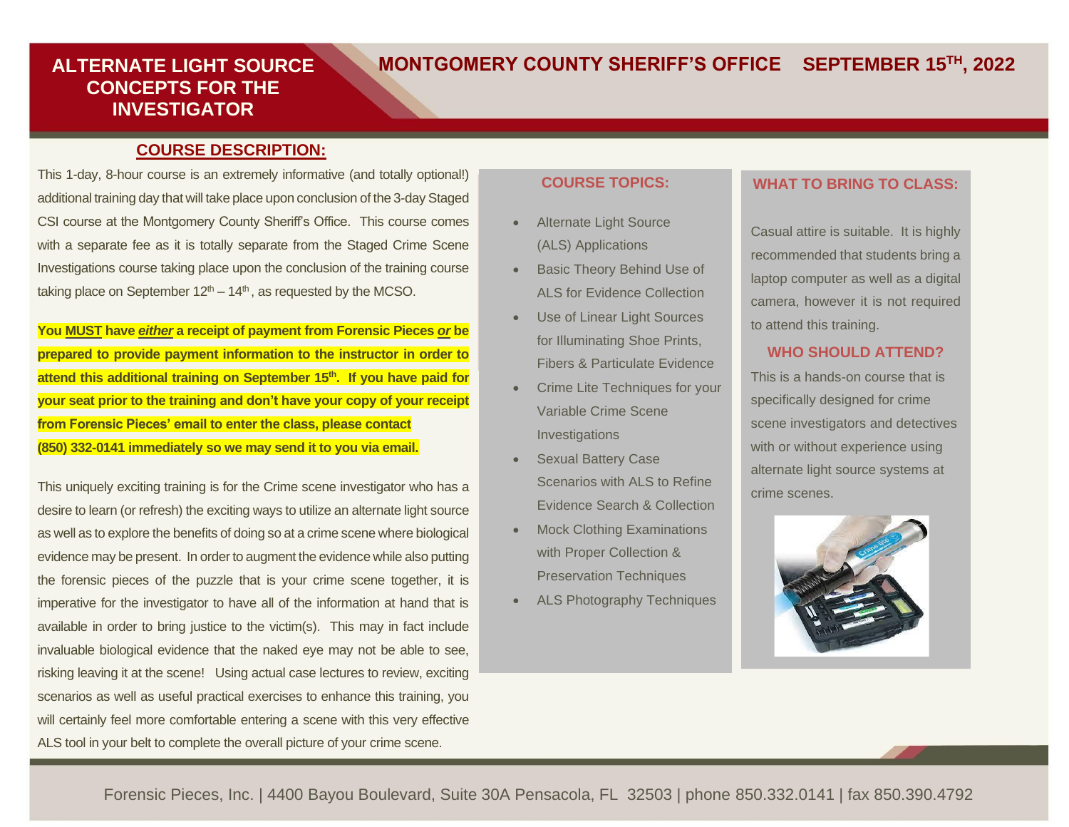# ALTERNATE LIGHT SOURCE CONCEPTS FOR THE INVESTIGATOR

**MONTGOMERY COUNTY SHERIFF'S OFFICE SEPTEMBER 15TH, 2022**

## COURSE DESCRIPTION:

This 1-day, 8-hour course is an extremely informative (and totally optional!) additional training day that will take place upon conclusion of the 3-day Staged CSI course at the Montgomery County Sheriff's Office. This course comes with a separate fee as it is totally separate from the Staged Crime Scene Investigations course taking place upon the conclusion of the training course taking place on September 12th – 14th, as requested by the MCSO.

**You <u>MUST</u> have *<u>either</u>* a receipt of payment from Forensic Pieces *<u>or</u>* be prepared to provide payment information to the instructor in order to attend this additional training on September 15th. If you have paid for your seat prior to the training and don't have your copy of your receipt from Forensic Pieces' email to enter the class, please contact (850) 332-0141 immediately so we may send it to you via email.**

This uniquely exciting training is for the Crime scene investigator who has a desire to learn (or refresh) the exciting ways to utilize an alternate light source as well as to explore the benefits of doing so at a crime scene where biological evidence may be present. In order to augment the evidence while also putting the forensic pieces of the puzzle that is your crime scene together, it is imperative for the investigator to have all of the information at hand that is available in order to bring justice to the victim(s). This may in fact include invaluable biological evidence that the naked eye may not be able to see, risking leaving it at the scene! Using actual case lectures to review, exciting scenarios as well as useful practical exercises to enhance this training, you will certainly feel more comfortable entering a scene with this very effective ALS tool in your belt to complete the overall picture of your crime scene.

## COURSE TOPICS:

- Alternate Light Source (ALS) Applications
- Basic Theory Behind Use of ALS for Evidence Collection
- Use of Linear Light Sources for Illuminating Shoe Prints, Fibers & Particulate Evidence
- Crime Lite Techniques for your Variable Crime Scene Investigations
- Sexual Battery Case Scenarios with ALS to Refine Evidence Search & Collection
- Mock Clothing Examinations with Proper Collection & Preservation Techniques
- ALS Photography Techniques

## WHAT TO BRING TO CLASS:

Casual attire is suitable. It is highly recommended that students bring a laptop computer as well as a digital camera, however it is not required to attend this training.

## WHO SHOULD ATTEND?

This is a hands-on course that is specifically designed for crime scene investigators and detectives with or without experience using alternate light source systems at crime scenes.

Forensic Pieces, Inc. | 4400 Bayou Boulevard, Suite 30A Pensacola, FL 32503 | phone 850.332.0141 | fax 850.390.4792